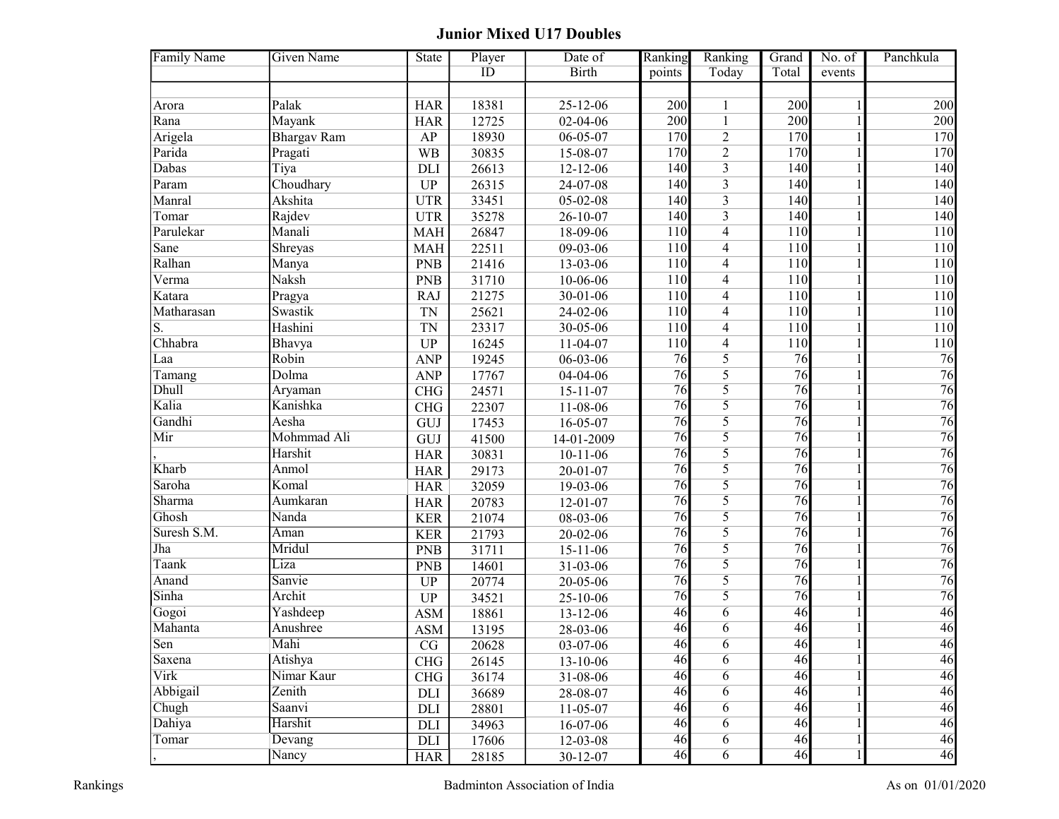# Junior Mixed U17 Doubles

| Family Name | Given Name | State | Player ID | Date of Birth | Ranking points | Ranking Today | Grand Total | No. of events | Panchkula |
|---|---|---|---|---|---|---|---|---|---|
| Arora | Palak | HAR | 18381 | 25-12-06 | 200 | 1 | 200 | 1 | 200 |
| Rana | Mayank | HAR | 12725 | 02-04-06 | 200 | 1 | 200 | 1 | 200 |
| Arigela | Bhargav Ram | AP | 18930 | 06-05-07 | 170 | 2 | 170 | 1 | 170 |
| Parida | Pragati | WB | 30835 | 15-08-07 | 170 | 2 | 170 | 1 | 170 |
| Dabas | Tiya | DLI | 26613 | 12-12-06 | 140 | 3 | 140 | 1 | 140 |
| Param | Choudhary | UP | 26315 | 24-07-08 | 140 | 3 | 140 | 1 | 140 |
| Manral | Akshita | UTR | 33451 | 05-02-08 | 140 | 3 | 140 | 1 | 140 |
| Tomar | Rajdev | UTR | 35278 | 26-10-07 | 140 | 3 | 140 | 1 | 140 |
| Parulekar | Manali | MAH | 26847 | 18-09-06 | 110 | 4 | 110 | 1 | 110 |
| Sane | Shreyas | MAH | 22511 | 09-03-06 | 110 | 4 | 110 | 1 | 110 |
| Ralhan | Manya | PNB | 21416 | 13-03-06 | 110 | 4 | 110 | 1 | 110 |
| Verma | Naksh | PNB | 31710 | 10-06-06 | 110 | 4 | 110 | 1 | 110 |
| Katara | Pragya | RAJ | 21275 | 30-01-06 | 110 | 4 | 110 | 1 | 110 |
| Matharasan | Swastik | TN | 25621 | 24-02-06 | 110 | 4 | 110 | 1 | 110 |
| S. | Hashini | TN | 23317 | 30-05-06 | 110 | 4 | 110 | 1 | 110 |
| Chhabra | Bhavya | UP | 16245 | 11-04-07 | 110 | 4 | 110 | 1 | 110 |
| Laa | Robin | ANP | 19245 | 06-03-06 | 76 | 5 | 76 | 1 | 76 |
| Tamang | Dolma | ANP | 17767 | 04-04-06 | 76 | 5 | 76 | 1 | 76 |
| Dhull | Aryaman | CHG | 24571 | 15-11-07 | 76 | 5 | 76 | 1 | 76 |
| Kalia | Kanishka | CHG | 22307 | 11-08-06 | 76 | 5 | 76 | 1 | 76 |
| Gandhi | Aesha | GUJ | 17453 | 16-05-07 | 76 | 5 | 76 | 1 | 76 |
| Mir | Mohmmad Ali | GUJ | 41500 | 14-01-2009 | 76 | 5 | 76 | 1 | 76 |
| , | Harshit | HAR | 30831 | 10-11-06 | 76 | 5 | 76 | 1 | 76 |
| Kharb | Anmol | HAR | 29173 | 20-01-07 | 76 | 5 | 76 | 1 | 76 |
| Saroha | Komal | HAR | 32059 | 19-03-06 | 76 | 5 | 76 | 1 | 76 |
| Sharma | Aumkaran | HAR | 20783 | 12-01-07 | 76 | 5 | 76 | 1 | 76 |
| Ghosh | Nanda | KER | 21074 | 08-03-06 | 76 | 5 | 76 | 1 | 76 |
| Suresh S.M. | Aman | KER | 21793 | 20-02-06 | 76 | 5 | 76 | 1 | 76 |
| Jha | Mridul | PNB | 31711 | 15-11-06 | 76 | 5 | 76 | 1 | 76 |
| Taank | Liza | PNB | 14601 | 31-03-06 | 76 | 5 | 76 | 1 | 76 |
| Anand | Sanvie | UP | 20774 | 20-05-06 | 76 | 5 | 76 | 1 | 76 |
| Sinha | Archit | UP | 34521 | 25-10-06 | 76 | 5 | 76 | 1 | 76 |
| Gogoi | Yashdeep | ASM | 18861 | 13-12-06 | 46 | 6 | 46 | 1 | 46 |
| Mahanta | Anushree | ASM | 13195 | 28-03-06 | 46 | 6 | 46 | 1 | 46 |
| Sen | Mahi | CG | 20628 | 03-07-06 | 46 | 6 | 46 | 1 | 46 |
| Saxena | Atishya | CHG | 26145 | 13-10-06 | 46 | 6 | 46 | 1 | 46 |
| Virk | Nimar Kaur | CHG | 36174 | 31-08-06 | 46 | 6 | 46 | 1 | 46 |
| Abbigail | Zenith | DLI | 36689 | 28-08-07 | 46 | 6 | 46 | 1 | 46 |
| Chugh | Saanvi | DLI | 28801 | 11-05-07 | 46 | 6 | 46 | 1 | 46 |
| Dahiya | Harshit | DLI | 34963 | 16-07-06 | 46 | 6 | 46 | 1 | 46 |
| Tomar | Devang | DLI | 17606 | 12-03-08 | 46 | 6 | 46 | 1 | 46 |
| , | Nancy | HAR | 28185 | 30-12-07 | 46 | 6 | 46 | 1 | 46 |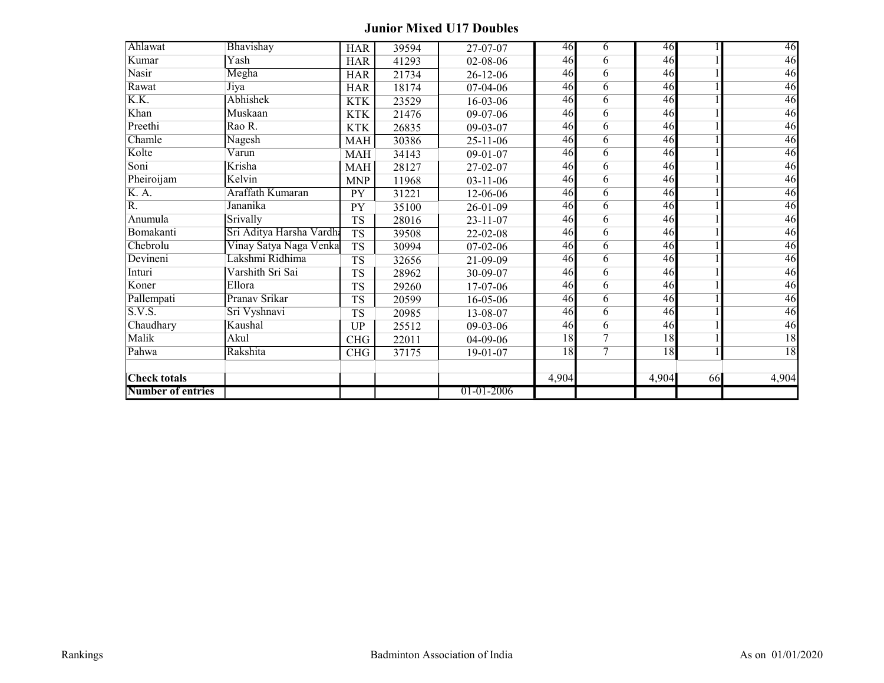## Junior Mixed U17 Doubles

| | | | | | | | | | |
|---|---|---|---|---|---|---|---|---|---|
| Ahlawat | Bhavishay | HAR | 39594 | 27-07-07 | 46 | 6 | 46 | 1 | 46 |
| Kumar | Yash | HAR | 41293 | 02-08-06 | 46 | 6 | 46 | 1 | 46 |
| Nasir | Megha | HAR | 21734 | 26-12-06 | 46 | 6 | 46 | 1 | 46 |
| Rawat | Jiya | HAR | 18174 | 07-04-06 | 46 | 6 | 46 | 1 | 46 |
| K.K. | Abhishek | KTK | 23529 | 16-03-06 | 46 | 6 | 46 | 1 | 46 |
| Khan | Muskaan | KTK | 21476 | 09-07-06 | 46 | 6 | 46 | 1 | 46 |
| Preethi | Rao R. | KTK | 26835 | 09-03-07 | 46 | 6 | 46 | 1 | 46 |
| Chamle | Nagesh | MAH | 30386 | 25-11-06 | 46 | 6 | 46 | 1 | 46 |
| Kolte | Varun | MAH | 34143 | 09-01-07 | 46 | 6 | 46 | 1 | 46 |
| Soni | Krisha | MAH | 28127 | 27-02-07 | 46 | 6 | 46 | 1 | 46 |
| Pheiroijam | Kelvin | MNP | 11968 | 03-11-06 | 46 | 6 | 46 | 1 | 46 |
| K. A. | Araffath Kumaran | PY | 31221 | 12-06-06 | 46 | 6 | 46 | 1 | 46 |
| R. | Jananika | PY | 35100 | 26-01-09 | 46 | 6 | 46 | 1 | 46 |
| Anumula | Srivally | TS | 28016 | 23-11-07 | 46 | 6 | 46 | 1 | 46 |
| Bomakanti | Sri Aditya Harsha Vardha | TS | 39508 | 22-02-08 | 46 | 6 | 46 | 1 | 46 |
| Chebrolu | Vinay Satya Naga Venka | TS | 30994 | 07-02-06 | 46 | 6 | 46 | 1 | 46 |
| Devineni | Lakshmi Ridhima | TS | 32656 | 21-09-09 | 46 | 6 | 46 | 1 | 46 |
| Inturi | Varshith Sri Sai | TS | 28962 | 30-09-07 | 46 | 6 | 46 | 1 | 46 |
| Koner | Ellora | TS | 29260 | 17-07-06 | 46 | 6 | 46 | 1 | 46 |
| Pallempati | Pranav Srikar | TS | 20599 | 16-05-06 | 46 | 6 | 46 | 1 | 46 |
| S.V.S. | Sri Vyshnavi | TS | 20985 | 13-08-07 | 46 | 6 | 46 | 1 | 46 |
| Chaudhary | Kaushal | UP | 25512 | 09-03-06 | 46 | 6 | 46 | 1 | 46 |
| Malik | Akul | CHG | 22011 | 04-09-06 | 18 | 7 | 18 | 1 | 18 |
| Pahwa | Rakshita | CHG | 37175 | 19-01-07 | 18 | 7 | 18 | 1 | 18 |
| | | | | | | | | | |
| **Check totals** | | | | | 4,904 | | 4,904 | 66 | 4,904 |
| **Number of entries** | | | | 01-01-2006 | | | | | |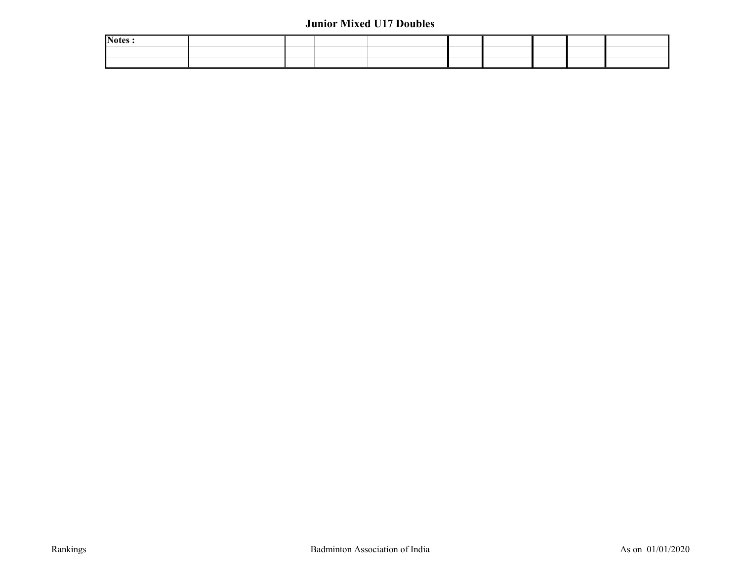**Junior Mixed U17 Doubles**

| | | | | | | | | | |
|---|---|---|---|---|---|---|---|---|---|
| **Notes :** | | | | | | | | | |
| | | | | | | | | | |
| | | | | | | | | | |